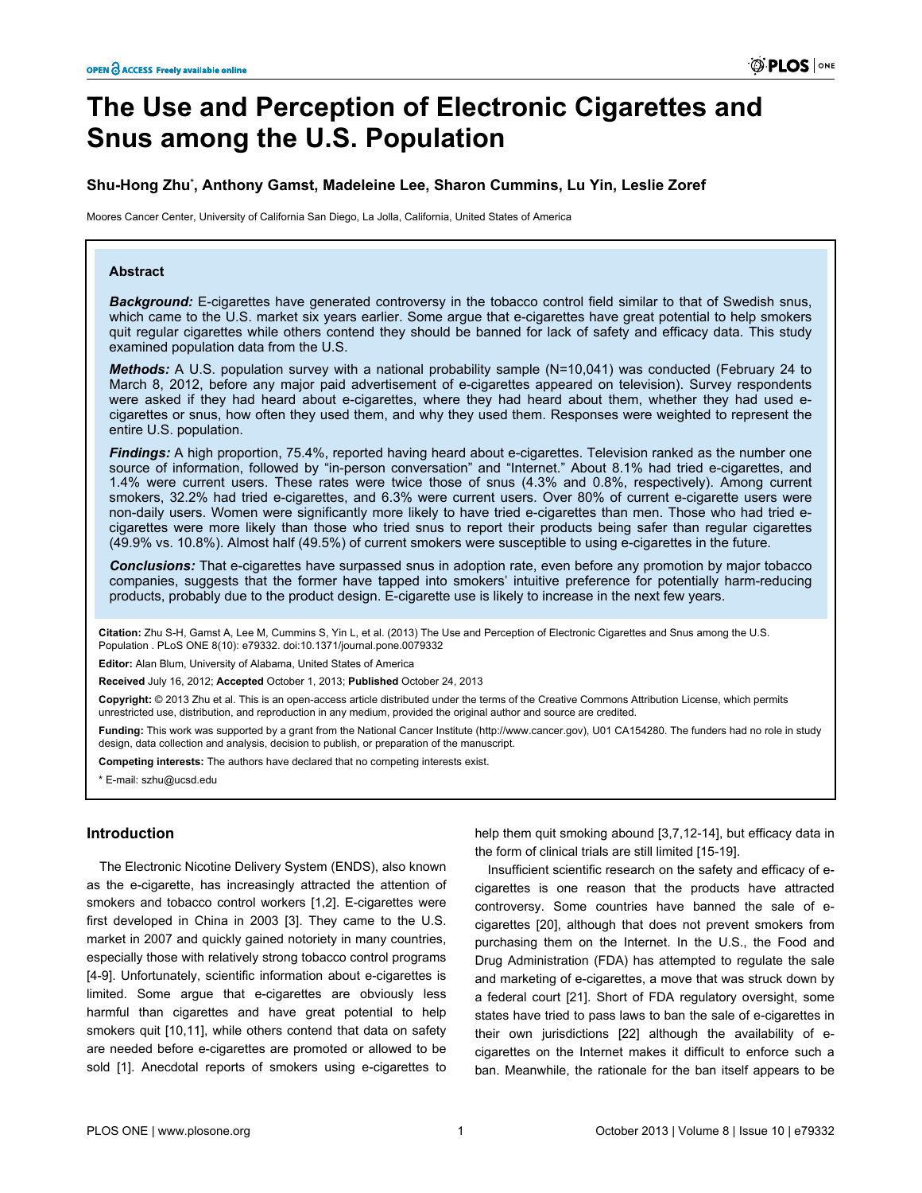# The Use and Perception of Electronic Cigarettes and Snus among the U.S. Population

**Shu-Hong Zhu*, Anthony Gamst, Madeleine Lee, Sharon Cummins, Lu Yin, Leslie Zoref**

Moores Cancer Center, University of California San Diego, La Jolla, California, United States of America

## Abstract

***Background:*** E-cigarettes have generated controversy in the tobacco control field similar to that of Swedish snus, which came to the U.S. market six years earlier. Some argue that e-cigarettes have great potential to help smokers quit regular cigarettes while others contend they should be banned for lack of safety and efficacy data. This study examined population data from the U.S.

***Methods:*** A U.S. population survey with a national probability sample (N=10,041) was conducted (February 24 to March 8, 2012, before any major paid advertisement of e-cigarettes appeared on television). Survey respondents were asked if they had heard about e-cigarettes, where they had heard about them, whether they had used e-cigarettes or snus, how often they used them, and why they used them. Responses were weighted to represent the entire U.S. population.

***Findings:*** A high proportion, 75.4%, reported having heard about e-cigarettes. Television ranked as the number one source of information, followed by "in-person conversation" and "Internet." About 8.1% had tried e-cigarettes, and 1.4% were current users. These rates were twice those of snus (4.3% and 0.8%, respectively). Among current smokers, 32.2% had tried e-cigarettes, and 6.3% were current users. Over 80% of current e-cigarette users were non-daily users. Women were significantly more likely to have tried e-cigarettes than men. Those who had tried e-cigarettes were more likely than those who tried snus to report their products being safer than regular cigarettes (49.9% vs. 10.8%). Almost half (49.5%) of current smokers were susceptible to using e-cigarettes in the future.

***Conclusions:*** That e-cigarettes have surpassed snus in adoption rate, even before any promotion by major tobacco companies, suggests that the former have tapped into smokers' intuitive preference for potentially harm-reducing products, probably due to the product design. E-cigarette use is likely to increase in the next few years.

**Citation:** Zhu S-H, Gamst A, Lee M, Cummins S, Yin L, et al. (2013) The Use and Perception of Electronic Cigarettes and Snus among the U.S. Population . PLoS ONE 8(10): e79332. doi:10.1371/journal.pone.0079332

**Editor:** Alan Blum, University of Alabama, United States of America

**Received** July 16, 2012; **Accepted** October 1, 2013; **Published** October 24, 2013

**Copyright:** © 2013 Zhu et al. This is an open-access article distributed under the terms of the Creative Commons Attribution License, which permits unrestricted use, distribution, and reproduction in any medium, provided the original author and source are credited.

**Funding:** This work was supported by a grant from the National Cancer Institute (http://www.cancer.gov), U01 CA154280. The funders had no role in study design, data collection and analysis, decision to publish, or preparation of the manuscript.

**Competing interests:** The authors have declared that no competing interests exist.

\* E-mail: szhu@ucsd.edu

## Introduction

The Electronic Nicotine Delivery System (ENDS), also known as the e-cigarette, has increasingly attracted the attention of smokers and tobacco control workers [1,2]. E-cigarettes were first developed in China in 2003 [3]. They came to the U.S. market in 2007 and quickly gained notoriety in many countries, especially those with relatively strong tobacco control programs [4-9]. Unfortunately, scientific information about e-cigarettes is limited. Some argue that e-cigarettes are obviously less harmful than cigarettes and have great potential to help smokers quit [10,11], while others contend that data on safety are needed before e-cigarettes are promoted or allowed to be sold [1]. Anecdotal reports of smokers using e-cigarettes to help them quit smoking abound [3,7,12-14], but efficacy data in the form of clinical trials are still limited [15-19].

Insufficient scientific research on the safety and efficacy of e-cigarettes is one reason that the products have attracted controversy. Some countries have banned the sale of e-cigarettes [20], although that does not prevent smokers from purchasing them on the Internet. In the U.S., the Food and Drug Administration (FDA) has attempted to regulate the sale and marketing of e-cigarettes, a move that was struck down by a federal court [21]. Short of FDA regulatory oversight, some states have tried to pass laws to ban the sale of e-cigarettes in their own jurisdictions [22] although the availability of e-cigarettes on the Internet makes it difficult to enforce such a ban. Meanwhile, the rationale for the ban itself appears to be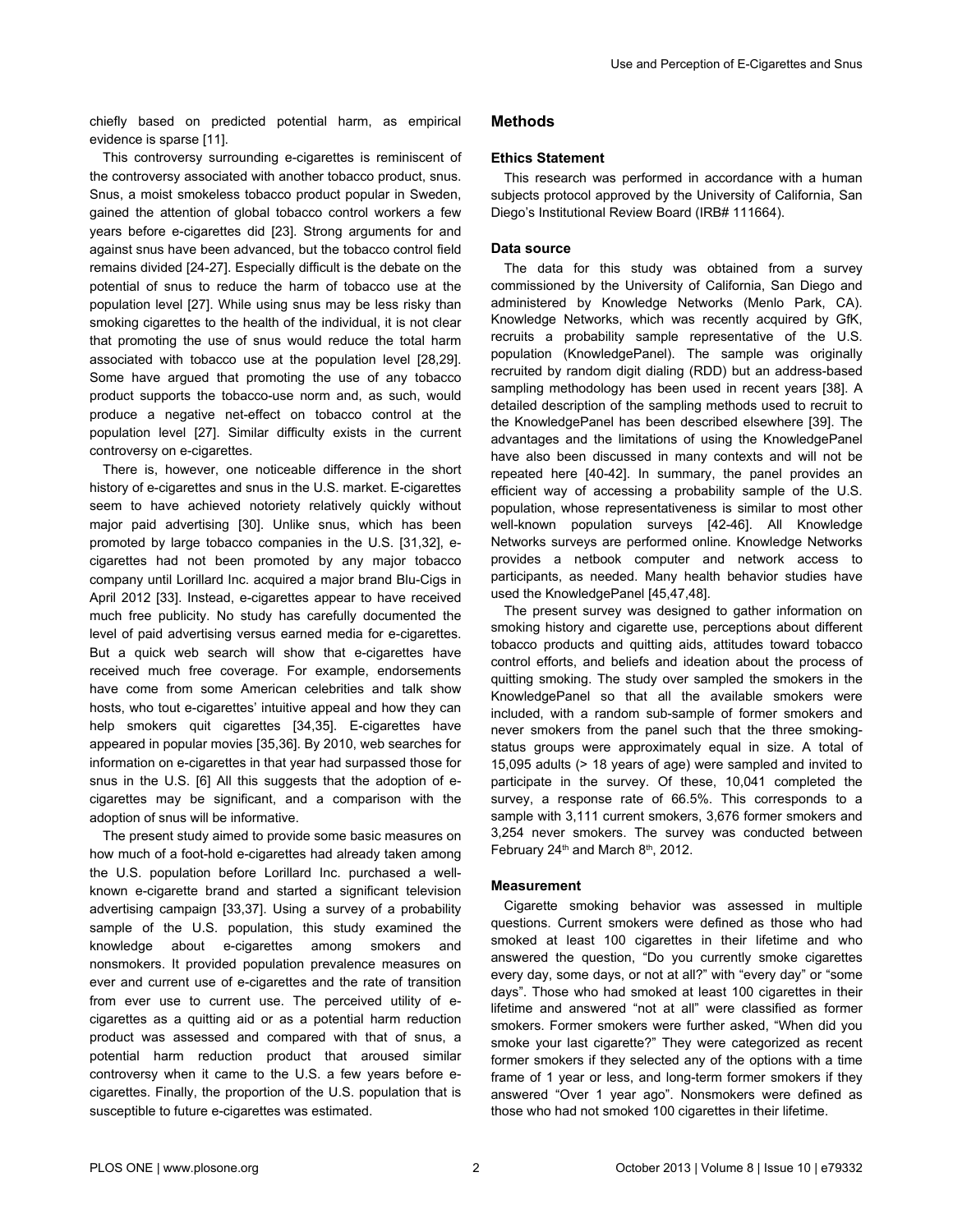chiefly based on predicted potential harm, as empirical evidence is sparse [11].

This controversy surrounding e-cigarettes is reminiscent of the controversy associated with another tobacco product, snus. Snus, a moist smokeless tobacco product popular in Sweden, gained the attention of global tobacco control workers a few years before e-cigarettes did [23]. Strong arguments for and against snus have been advanced, but the tobacco control field remains divided [24-27]. Especially difficult is the debate on the potential of snus to reduce the harm of tobacco use at the population level [27]. While using snus may be less risky than smoking cigarettes to the health of the individual, it is not clear that promoting the use of snus would reduce the total harm associated with tobacco use at the population level [28,29]. Some have argued that promoting the use of any tobacco product supports the tobacco-use norm and, as such, would produce a negative net-effect on tobacco control at the population level [27]. Similar difficulty exists in the current controversy on e-cigarettes.

There is, however, one noticeable difference in the short history of e-cigarettes and snus in the U.S. market. E-cigarettes seem to have achieved notoriety relatively quickly without major paid advertising [30]. Unlike snus, which has been promoted by large tobacco companies in the U.S. [31,32], e-cigarettes had not been promoted by any major tobacco company until Lorillard Inc. acquired a major brand Blu-Cigs in April 2012 [33]. Instead, e-cigarettes appear to have received much free publicity. No study has carefully documented the level of paid advertising versus earned media for e-cigarettes. But a quick web search will show that e-cigarettes have received much free coverage. For example, endorsements have come from some American celebrities and talk show hosts, who tout e-cigarettes' intuitive appeal and how they can help smokers quit cigarettes [34,35]. E-cigarettes have appeared in popular movies [35,36]. By 2010, web searches for information on e-cigarettes in that year had surpassed those for snus in the U.S. [6] All this suggests that the adoption of e-cigarettes may be significant, and a comparison with the adoption of snus will be informative.

The present study aimed to provide some basic measures on how much of a foot-hold e-cigarettes had already taken among the U.S. population before Lorillard Inc. purchased a well-known e-cigarette brand and started a significant television advertising campaign [33,37]. Using a survey of a probability sample of the U.S. population, this study examined the knowledge about e-cigarettes among smokers and nonsmokers. It provided population prevalence measures on ever and current use of e-cigarettes and the rate of transition from ever use to current use. The perceived utility of e-cigarettes as a quitting aid or as a potential harm reduction product was assessed and compared with that of snus, a potential harm reduction product that aroused similar controversy when it came to the U.S. a few years before e-cigarettes. Finally, the proportion of the U.S. population that is susceptible to future e-cigarettes was estimated.

## Methods

### Ethics Statement

This research was performed in accordance with a human subjects protocol approved by the University of California, San Diego's Institutional Review Board (IRB# 111664).

### Data source

The data for this study was obtained from a survey commissioned by the University of California, San Diego and administered by Knowledge Networks (Menlo Park, CA). Knowledge Networks, which was recently acquired by GfK, recruits a probability sample representative of the U.S. population (KnowledgePanel). The sample was originally recruited by random digit dialing (RDD) but an address-based sampling methodology has been used in recent years [38]. A detailed description of the sampling methods used to recruit to the KnowledgePanel has been described elsewhere [39]. The advantages and the limitations of using the KnowledgePanel have also been discussed in many contexts and will not be repeated here [40-42]. In summary, the panel provides an efficient way of accessing a probability sample of the U.S. population, whose representativeness is similar to most other well-known population surveys [42-46]. All Knowledge Networks surveys are performed online. Knowledge Networks provides a netbook computer and network access to participants, as needed. Many health behavior studies have used the KnowledgePanel [45,47,48].

The present survey was designed to gather information on smoking history and cigarette use, perceptions about different tobacco products and quitting aids, attitudes toward tobacco control efforts, and beliefs and ideation about the process of quitting smoking. The study over sampled the smokers in the KnowledgePanel so that all the available smokers were included, with a random sub-sample of former smokers and never smokers from the panel such that the three smoking-status groups were approximately equal in size. A total of 15,095 adults (> 18 years of age) were sampled and invited to participate in the survey. Of these, 10,041 completed the survey, a response rate of 66.5%. This corresponds to a sample with 3,111 current smokers, 3,676 former smokers and 3,254 never smokers. The survey was conducted between February 24th and March 8th, 2012.

### Measurement

Cigarette smoking behavior was assessed in multiple questions. Current smokers were defined as those who had smoked at least 100 cigarettes in their lifetime and who answered the question, "Do you currently smoke cigarettes every day, some days, or not at all?" with "every day" or "some days". Those who had smoked at least 100 cigarettes in their lifetime and answered "not at all" were classified as former smokers. Former smokers were further asked, "When did you smoke your last cigarette?" They were categorized as recent former smokers if they selected any of the options with a time frame of 1 year or less, and long-term former smokers if they answered "Over 1 year ago". Nonsmokers were defined as those who had not smoked 100 cigarettes in their lifetime.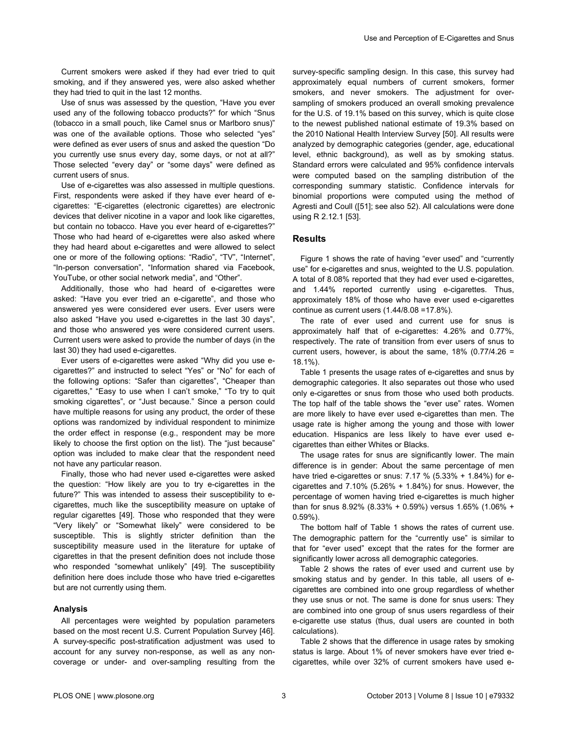Current smokers were asked if they had ever tried to quit smoking, and if they answered yes, were also asked whether they had tried to quit in the last 12 months.

Use of snus was assessed by the question, "Have you ever used any of the following tobacco products?" for which "Snus (tobacco in a small pouch, like Camel snus or Marlboro snus)" was one of the available options. Those who selected "yes" were defined as ever users of snus and asked the question "Do you currently use snus every day, some days, or not at all?" Those selected "every day" or "some days" were defined as current users of snus.

Use of e-cigarettes was also assessed in multiple questions. First, respondents were asked if they have ever heard of e-cigarettes: "E-cigarettes (electronic cigarettes) are electronic devices that deliver nicotine in a vapor and look like cigarettes, but contain no tobacco. Have you ever heard of e-cigarettes?" Those who had heard of e-cigarettes were also asked where they had heard about e-cigarettes and were allowed to select one or more of the following options: "Radio", "TV", "Internet", "In-person conversation", "Information shared via Facebook, YouTube, or other social network media", and "Other".

Additionally, those who had heard of e-cigarettes were asked: "Have you ever tried an e-cigarette", and those who answered yes were considered ever users. Ever users were also asked "Have you used e-cigarettes in the last 30 days", and those who answered yes were considered current users. Current users were asked to provide the number of days (in the last 30) they had used e-cigarettes.

Ever users of e-cigarettes were asked "Why did you use e-cigarettes?" and instructed to select "Yes" or "No" for each of the following options: "Safer than cigarettes", "Cheaper than cigarettes," "Easy to use when I can't smoke," "To try to quit smoking cigarettes", or "Just because." Since a person could have multiple reasons for using any product, the order of these options was randomized by individual respondent to minimize the order effect in response (e.g., respondent may be more likely to choose the first option on the list). The "just because" option was included to make clear that the respondent need not have any particular reason.

Finally, those who had never used e-cigarettes were asked the question: "How likely are you to try e-cigarettes in the future?" This was intended to assess their susceptibility to e-cigarettes, much like the susceptibility measure on uptake of regular cigarettes [49]. Those who responded that they were "Very likely" or "Somewhat likely" were considered to be susceptible. This is slightly stricter definition than the susceptibility measure used in the literature for uptake of cigarettes in that the present definition does not include those who responded "somewhat unlikely" [49]. The susceptibility definition here does include those who have tried e-cigarettes but are not currently using them.

### Analysis

All percentages were weighted by population parameters based on the most recent U.S. Current Population Survey [46]. A survey-specific post-stratification adjustment was used to account for any survey non-response, as well as any non-coverage or under- and over-sampling resulting from the survey-specific sampling design. In this case, this survey had approximately equal numbers of current smokers, former smokers, and never smokers. The adjustment for over-sampling of smokers produced an overall smoking prevalence for the U.S. of 19.1% based on this survey, which is quite close to the newest published national estimate of 19.3% based on the 2010 National Health Interview Survey [50]. All results were analyzed by demographic categories (gender, age, educational level, ethnic background), as well as by smoking status. Standard errors were calculated and 95% confidence intervals were computed based on the sampling distribution of the corresponding summary statistic. Confidence intervals for binomial proportions were computed using the method of Agresti and Coull ([51]; see also 52). All calculations were done using R 2.12.1 [53].

## Results

Figure 1 shows the rate of having "ever used" and "currently use" for e-cigarettes and snus, weighted to the U.S. population. A total of 8.08% reported that they had ever used e-cigarettes, and 1.44% reported currently using e-cigarettes. Thus, approximately 18% of those who have ever used e-cigarettes continue as current users (1.44/8.08 =17.8%).

The rate of ever used and current use for snus is approximately half that of e-cigarettes: 4.26% and 0.77%, respectively. The rate of transition from ever users of snus to current users, however, is about the same, 18% (0.77/4.26 = 18.1%).

Table 1 presents the usage rates of e-cigarettes and snus by demographic categories. It also separates out those who used only e-cigarettes or snus from those who used both products. The top half of the table shows the "ever use" rates. Women are more likely to have ever used e-cigarettes than men. The usage rate is higher among the young and those with lower education. Hispanics are less likely to have ever used e-cigarettes than either Whites or Blacks.

The usage rates for snus are significantly lower. The main difference is in gender: About the same percentage of men have tried e-cigarettes or snus: 7.17 % (5.33% + 1.84%) for e-cigarettes and 7.10% (5.26% + 1.84%) for snus. However, the percentage of women having tried e-cigarettes is much higher than for snus 8.92% (8.33% + 0.59%) versus 1.65% (1.06% + 0.59%).

The bottom half of Table 1 shows the rates of current use. The demographic pattern for the "currently use" is similar to that for "ever used" except that the rates for the former are significantly lower across all demographic categories.

Table 2 shows the rates of ever used and current use by smoking status and by gender. In this table, all users of e-cigarettes are combined into one group regardless of whether they use snus or not. The same is done for snus users: They are combined into one group of snus users regardless of their e-cigarette use status (thus, dual users are counted in both calculations).

Table 2 shows that the difference in usage rates by smoking status is large. About 1% of never smokers have ever tried e-cigarettes, while over 32% of current smokers have used e-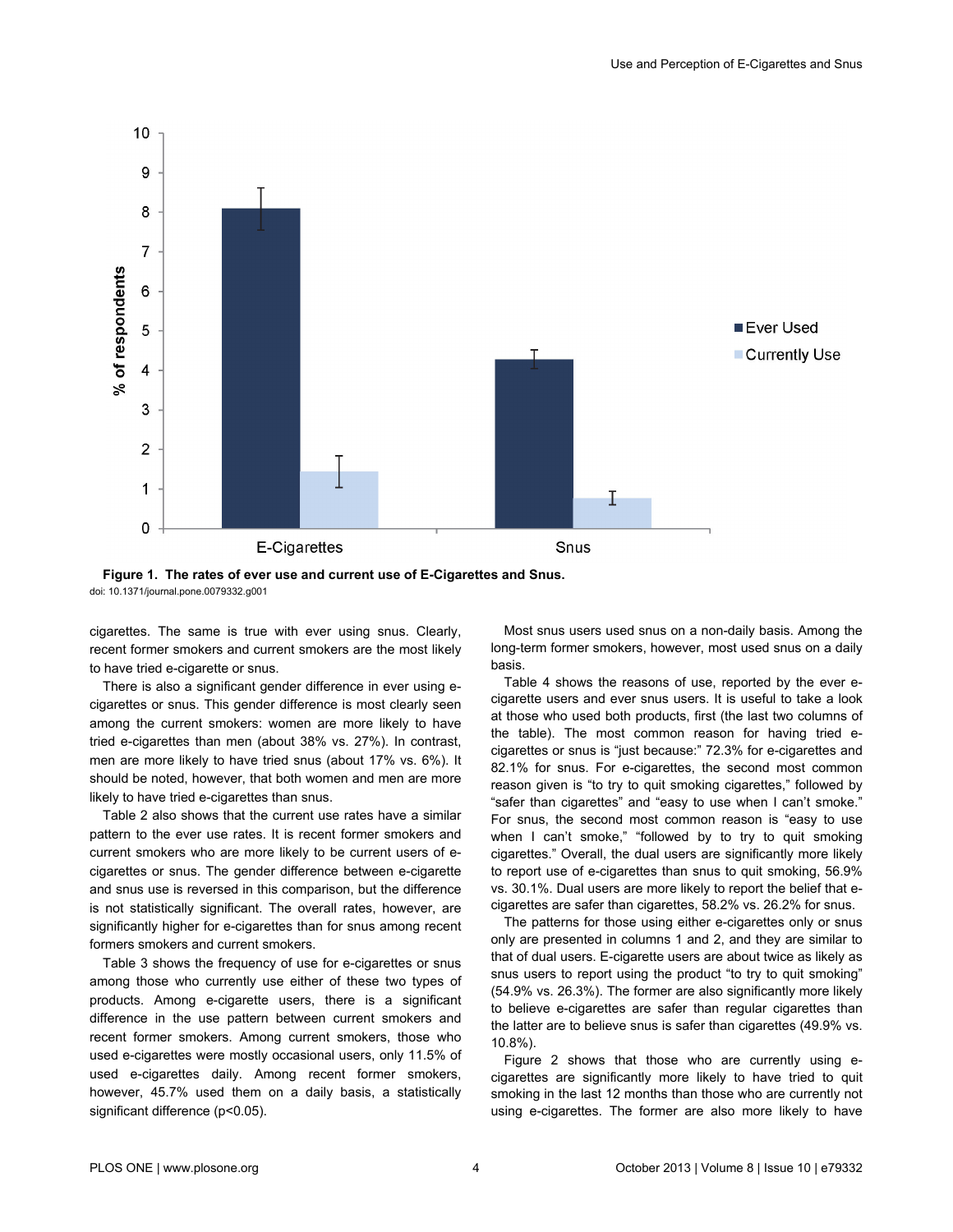**Figure 1. The rates of ever use and current use of E-Cigarettes and Snus.**
doi: 10.1371/journal.pone.0079332.g001

cigarettes. The same is true with ever using snus. Clearly, recent former smokers and current smokers are the most likely to have tried e-cigarette or snus.

There is also a significant gender difference in ever using e-cigarettes or snus. This gender difference is most clearly seen among the current smokers: women are more likely to have tried e-cigarettes than men (about 38% vs. 27%). In contrast, men are more likely to have tried snus (about 17% vs. 6%). It should be noted, however, that both women and men are more likely to have tried e-cigarettes than snus.

Table 2 also shows that the current use rates have a similar pattern to the ever use rates. It is recent former smokers and current smokers who are more likely to be current users of e-cigarettes or snus. The gender difference between e-cigarette and snus use is reversed in this comparison, but the difference is not statistically significant. The overall rates, however, are significantly higher for e-cigarettes than for snus among recent formers smokers and current smokers.

Table 3 shows the frequency of use for e-cigarettes or snus among those who currently use either of these two types of products. Among e-cigarette users, there is a significant difference in the use pattern between current smokers and recent former smokers. Among current smokers, those who used e-cigarettes were mostly occasional users, only 11.5% of used e-cigarettes daily. Among recent former smokers, however, 45.7% used them on a daily basis, a statistically significant difference ($p<0.05$).

Most snus users used snus on a non-daily basis. Among the long-term former smokers, however, most used snus on a daily basis.

Table 4 shows the reasons of use, reported by the ever e-cigarette users and ever snus users. It is useful to take a look at those who used both products, first (the last two columns of the table). The most common reason for having tried e-cigarettes or snus is "just because:" 72.3% for e-cigarettes and 82.1% for snus. For e-cigarettes, the second most common reason given is "to try to quit smoking cigarettes," followed by "safer than cigarettes" and "easy to use when I can't smoke." For snus, the second most common reason is "easy to use when I can't smoke," "followed by to try to quit smoking cigarettes." Overall, the dual users are significantly more likely to report use of e-cigarettes than snus to quit smoking, 56.9% vs. 30.1%. Dual users are more likely to report the belief that e-cigarettes are safer than cigarettes, 58.2% vs. 26.2% for snus.

The patterns for those using either e-cigarettes only or snus only are presented in columns 1 and 2, and they are similar to that of dual users. E-cigarette users are about twice as likely as snus users to report using the product "to try to quit smoking" (54.9% vs. 26.3%). The former are also significantly more likely to believe e-cigarettes are safer than regular cigarettes than the latter are to believe snus is safer than cigarettes (49.9% vs. 10.8%).

Figure 2 shows that those who are currently using e-cigarettes are significantly more likely to have tried to quit smoking in the last 12 months than those who are currently not using e-cigarettes. The former are also more likely to have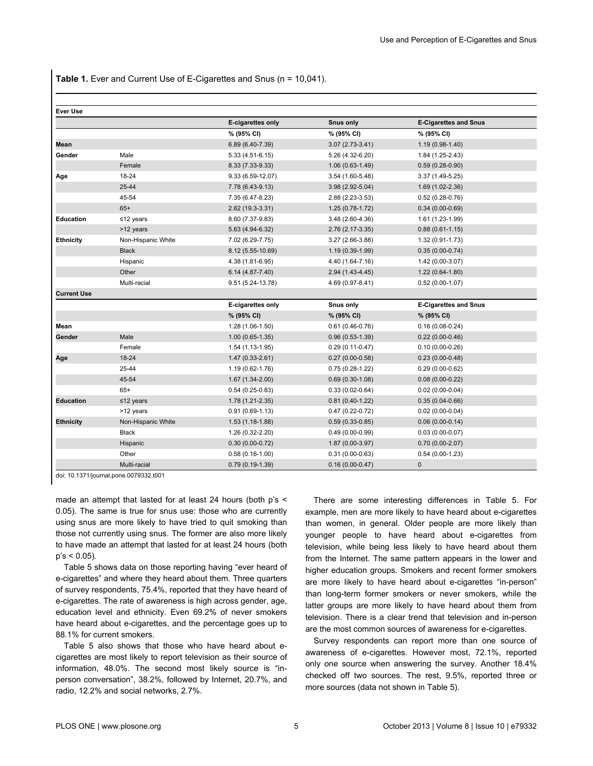**Table 1.** Ever and Current Use of E-Cigarettes and Snus (n = 10,041).

| Ever Use | | | | |
|---|---|---|---|---|
| | | E-cigarettes only | Snus only | E-Cigarettes and Snus |
| | | % (95% CI) | % (95% CI) | % (95% CI) |
| **Mean** | | 6.89 (6.40-7.39) | 3.07 (2.73-3.41) | 1.19 (0.98-1.40) |
| **Gender** | Male | 5.33 (4.51-6.15) | 5.26 (4.32-6.20) | 1.84 (1.25-2.43) |
| | Female | 8.33 (7.33-9.33) | 1.06 (0.63-1.49) | 0.59 (0.28-0.90) |
| **Age** | 18-24 | 9.33 (6.59-12.07) | 3.54 (1.60-5.48) | 3.37 (1.49-5.25) |
| | 25-44 | 7.78 (6.43-9.13) | 3.98 (2.92-5.04) | 1.69 (1.02-2.36) |
| | 45-54 | 7.35 (6.47-8.23) | 2.88 (2.23-3.53) | 0.52 (0.28-0.76) |
| | 65+ | 2.62 (19.3-3.31) | 1.25 (0.78-1.72) | 0.34 (0.00-0.69) |
| **Education** | ≤12 years | 8.60 (7.37-9.83) | 3.48 (2.60-4.36) | 1.61 (1.23-1.99) |
| | >12 years | 5.63 (4.94-6.32) | 2.76 (2.17-3.35) | 0.88 (0.61-1.15) |
| **Ethnicity** | Non-Hispanic White | 7.02 (6.29-7.75) | 3.27 (2.66-3.88) | 1.32 (0.91-1.73) |
| | Black | 8.12 (5.55-10.69) | 1.19 (0.39-1.99) | 0.35 (0.00-0.74) |
| | Hispanic | 4.38 (1.81-6.95) | 4.40 (1.64-7.16) | 1.42 (0.00-3.07) |
| | Other | 6.14 (4.87-7.40) | 2.94 (1.43-4.45) | 1.22 (0.64-1.80) |
| | Multi-racial | 9.51 (5.24-13.78) | 4.69 (0.97-8.41) | 0.52 (0.00-1.07) |
| **Current Use** | | | | |
| | | E-cigarettes only | Snus only | E-Cigarettes and Snus |
| | | % (95% CI) | % (95% CI) | % (95% CI) |
| **Mean** | | 1.28 (1.06-1.50) | 0.61 (0.46-0.76) | 0.16 (0.08-0.24) |
| **Gender** | Male | 1.00 (0.65-1.35) | 0.96 (0.53-1.39) | 0.22 (0.00-0.46) |
| | Female | 1.54 (1.13-1.95) | 0.29 (0.11-0.47) | 0.10 (0.00-0.26) |
| **Age** | 18-24 | 1.47 (0.33-2.61) | 0.27 (0.00-0.58) | 0.23 (0.00-0.48) |
| | 25-44 | 1.19 (0.62-1.76) | 0.75 (0.28-1.22) | 0.29 (0.00-0.62) |
| | 45-54 | 1.67 (1.34-2.00) | 0.69 (0.30-1.08) | 0.08 (0.00-0.22) |
| | 65+ | 0.54 (0.25-0.83) | 0.33 (0.02-0.64) | 0.02 (0.00-0.04) |
| **Education** | ≤12 years | 1.78 (1.21-2.35) | 0.81 (0.40-1.22) | 0.35 (0.04-0.66) |
| | >12 years | 0.91 (0.69-1.13) | 0.47 (0.22-0.72) | 0.02 (0.00-0.04) |
| **Ethnicity** | Non-Hispanic White | 1.53 (1.18-1.88) | 0.59 (0.33-0.85) | 0.06 (0.00-0.14) |
| | Black | 1.26 (0.32-2.20) | 0.49 (0.00-0.99) | 0.03 (0.00-0.07) |
| | Hispanic | 0.30 (0.00-0.72) | 1.87 (0.00-3.97) | 0.70 (0.00-2.07) |
| | Other | 0.58 (0.16-1.00) | 0.31 (0.00-0.63) | 0.54 (0.00-1.23) |
| | Multi-racial | 0.79 (0.19-1.39) | 0.16 (0.00-0.47) | 0 |

doi: 10.1371/journal.pone.0079332.t001

made an attempt that lasted for at least 24 hours (both p's < 0.05). The same is true for snus use: those who are currently using snus are more likely to have tried to quit smoking than those not currently using snus. The former are also more likely to have made an attempt that lasted for at least 24 hours (both p's < 0.05).

Table 5 shows data on those reporting having "ever heard of e-cigarettes" and where they heard about them. Three quarters of survey respondents, 75.4%, reported that they have heard of e-cigarettes. The rate of awareness is high across gender, age, education level and ethnicity. Even 69.2% of never smokers have heard about e-cigarettes, and the percentage goes up to 88.1% for current smokers.

Table 5 also shows that those who have heard about e-cigarettes are most likely to report television as their source of information, 48.0%. The second most likely source is "in-person conversation", 38.2%, followed by Internet, 20.7%, and radio, 12.2% and social networks, 2.7%.

There are some interesting differences in Table 5. For example, men are more likely to have heard about e-cigarettes than women, in general. Older people are more likely than younger people to have heard about e-cigarettes from television, while being less likely to have heard about them from the Internet. The same pattern appears in the lower and higher education groups. Smokers and recent former smokers are more likely to have heard about e-cigarettes "in-person" than long-term former smokers or never smokers, while the latter groups are more likely to have heard about them from television. There is a clear trend that television and in-person are the most common sources of awareness for e-cigarettes.

Survey respondents can report more than one source of awareness of e-cigarettes. However most, 72.1%, reported only one source when answering the survey. Another 18.4% checked off two sources. The rest, 9.5%, reported three or more sources (data not shown in Table 5).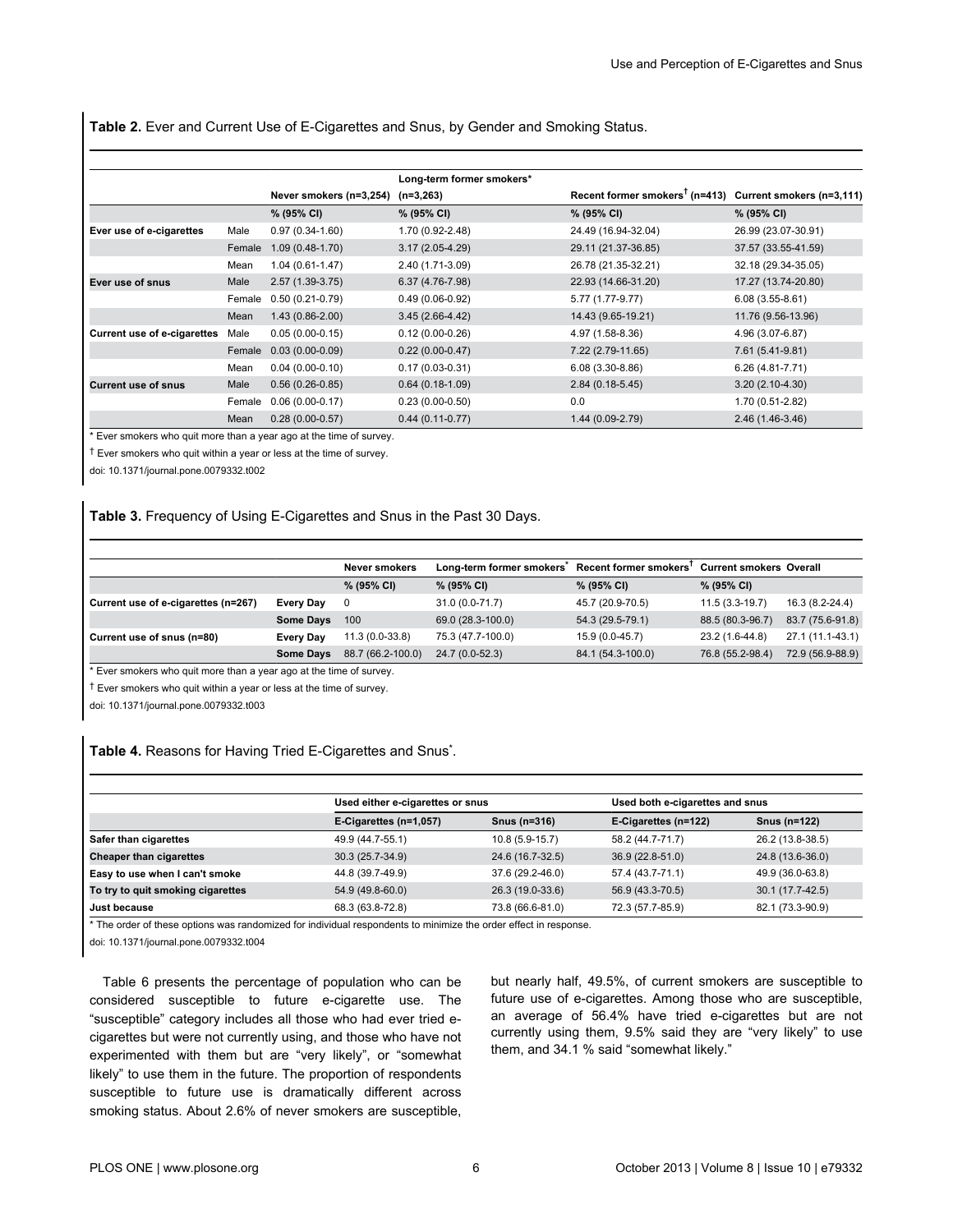**Table 2.** Ever and Current Use of E-Cigarettes and Snus, by Gender and Smoking Status.

| | | Never smokers (n=3,254) | Long-term former smokers* (n=3,263) | Recent former smokers† (n=413) | Current smokers (n=3,111) |
|---|---|---|---|---|---|
| | | % (95% CI) | % (95% CI) | % (95% CI) | % (95% CI) |
| **Ever use of e-cigarettes** | Male | 0.97 (0.34-1.60) | 1.70 (0.92-2.48) | 24.49 (16.94-32.04) | 26.99 (23.07-30.91) |
| | Female | 1.09 (0.48-1.70) | 3.17 (2.05-4.29) | 29.11 (21.37-36.85) | 37.57 (33.55-41.59) |
| | Mean | 1.04 (0.61-1.47) | 2.40 (1.71-3.09) | 26.78 (21.35-32.21) | 32.18 (29.34-35.05) |
| **Ever use of snus** | Male | 2.57 (1.39-3.75) | 6.37 (4.76-7.98) | 22.93 (14.66-31.20) | 17.27 (13.74-20.80) |
| | Female | 0.50 (0.21-0.79) | 0.49 (0.06-0.92) | 5.77 (1.77-9.77) | 6.08 (3.55-8.61) |
| | Mean | 1.43 (0.86-2.00) | 3.45 (2.66-4.42) | 14.43 (9.65-19.21) | 11.76 (9.56-13.96) |
| **Current use of e-cigarettes** | Male | 0.05 (0.00-0.15) | 0.12 (0.00-0.26) | 4.97 (1.58-8.36) | 4.96 (3.07-6.87) |
| | Female | 0.03 (0.00-0.09) | 0.22 (0.00-0.47) | 7.22 (2.79-11.65) | 7.61 (5.41-9.81) |
| | Mean | 0.04 (0.00-0.10) | 0.17 (0.03-0.31) | 6.08 (3.30-8.86) | 6.26 (4.81-7.71) |
| **Current use of snus** | Male | 0.56 (0.26-0.85) | 0.64 (0.18-1.09) | 2.84 (0.18-5.45) | 3.20 (2.10-4.30) |
| | Female | 0.06 (0.00-0.17) | 0.23 (0.00-0.50) | 0.0 | 1.70 (0.51-2.82) |
| | Mean | 0.28 (0.00-0.57) | 0.44 (0.11-0.77) | 1.44 (0.09-2.79) | 2.46 (1.46-3.46) |

* Ever smokers who quit more than a year ago at the time of survey.

† Ever smokers who quit within a year or less at the time of survey.

doi: 10.1371/journal.pone.0079332.t002

**Table 3.** Frequency of Using E-Cigarettes and Snus in the Past 30 Days.

| | | Never smokers | Long-term former smokers* | Recent former smokers† | Current smokers | Overall |
|---|---|---|---|---|---|---|
| | | % (95% CI) | % (95% CI) | % (95% CI) | % (95% CI) | |
| **Current use of e-cigarettes (n=267)** | **Every Day** | 0 | 31.0 (0.0-71.7) | 45.7 (20.9-70.5) | 11.5 (3.3-19.7) | 16.3 (8.2-24.4) |
| | **Some Days** | 100 | 69.0 (28.3-100.0) | 54.3 (29.5-79.1) | 88.5 (80.3-96.7) | 83.7 (75.6-91.8) |
| **Current use of snus (n=80)** | **Every Day** | 11.3 (0.0-33.8) | 75.3 (47.7-100.0) | 15.9 (0.0-45.7) | 23.2 (1.6-44.8) | 27.1 (11.1-43.1) |
| | **Some Days** | 88.7 (66.2-100.0) | 24.7 (0.0-52.3) | 84.1 (54.3-100.0) | 76.8 (55.2-98.4) | 72.9 (56.9-88.9) |

* Ever smokers who quit more than a year ago at the time of survey.

† Ever smokers who quit within a year or less at the time of survey.

doi: 10.1371/journal.pone.0079332.t003

**Table 4.** Reasons for Having Tried E-Cigarettes and Snus*.

| | Used either e-cigarettes or snus | | Used both e-cigarettes and snus | |
|---|---|---|---|---|
| | E-Cigarettes (n=1,057) | Snus (n=316) | E-Cigarettes (n=122) | Snus (n=122) |
| **Safer than cigarettes** | 49.9 (44.7-55.1) | 10.8 (5.9-15.7) | 58.2 (44.7-71.7) | 26.2 (13.8-38.5) |
| **Cheaper than cigarettes** | 30.3 (25.7-34.9) | 24.6 (16.7-32.5) | 36.9 (22.8-51.0) | 24.8 (13.6-36.0) |
| **Easy to use when I can't smoke** | 44.8 (39.7-49.9) | 37.6 (29.2-46.0) | 57.4 (43.7-71.1) | 49.9 (36.0-63.8) |
| **To try to quit smoking cigarettes** | 54.9 (49.8-60.0) | 26.3 (19.0-33.6) | 56.9 (43.3-70.5) | 30.1 (17.7-42.5) |
| **Just because** | 68.3 (63.8-72.8) | 73.8 (66.6-81.0) | 72.3 (57.7-85.9) | 82.1 (73.3-90.9) |

* The order of these options was randomized for individual respondents to minimize the order effect in response.

doi: 10.1371/journal.pone.0079332.t004

Table 6 presents the percentage of population who can be considered susceptible to future e-cigarette use. The "susceptible" category includes all those who had ever tried e-cigarettes but were not currently using, and those who have not experimented with them but are "very likely", or "somewhat likely" to use them in the future. The proportion of respondents susceptible to future use is dramatically different across smoking status. About 2.6% of never smokers are susceptible, but nearly half, 49.5%, of current smokers are susceptible to future use of e-cigarettes. Among those who are susceptible, an average of 56.4% have tried e-cigarettes but are not currently using them, 9.5% said they are "very likely" to use them, and 34.1 % said "somewhat likely."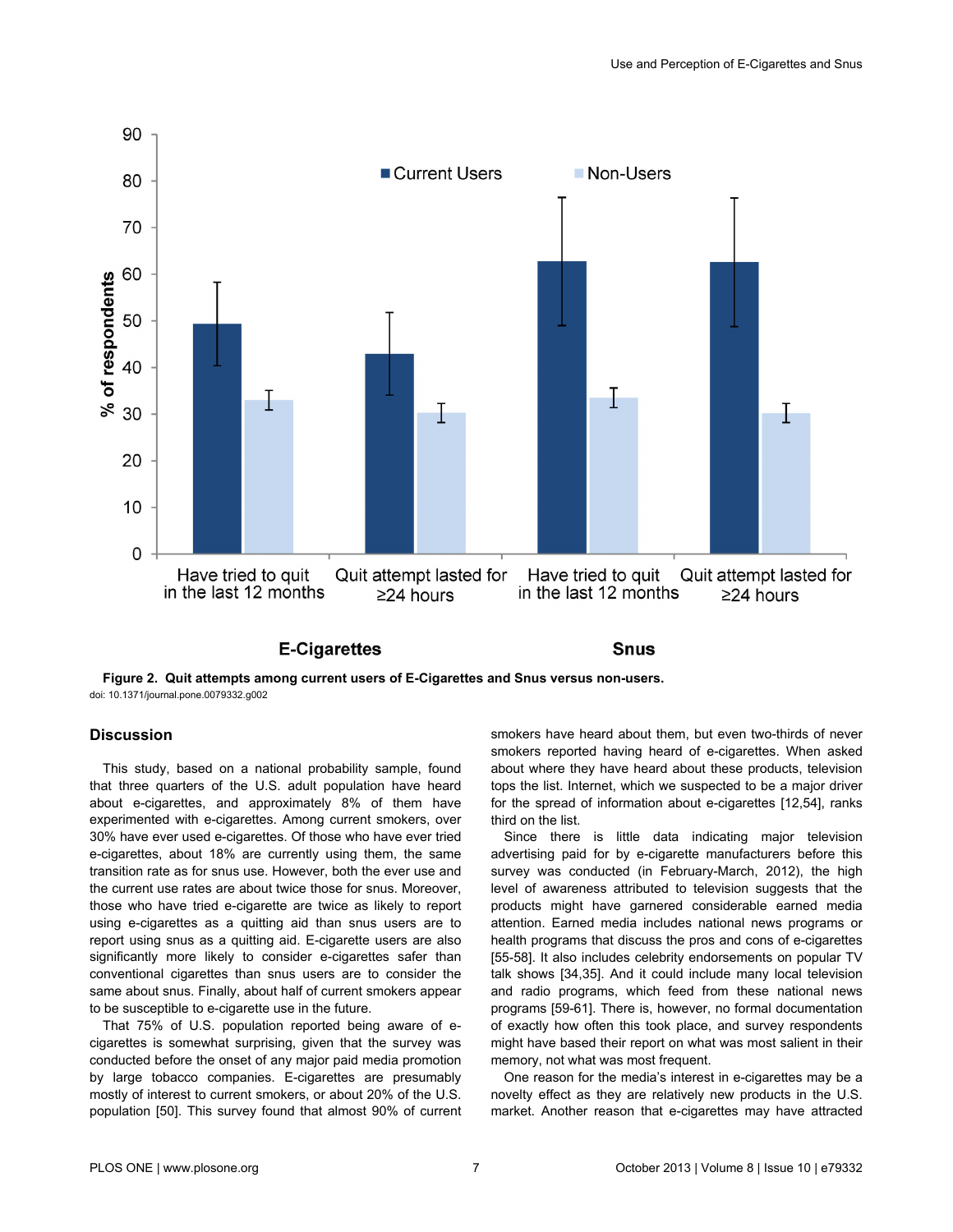Figure 2. Quit attempts among current users of E-Cigarettes and Snus versus non-users.
doi: 10.1371/journal.pone.0079332.g002

## Discussion

This study, based on a national probability sample, found that three quarters of the U.S. adult population have heard about e-cigarettes, and approximately 8% of them have experimented with e-cigarettes. Among current smokers, over 30% have ever used e-cigarettes. Of those who have ever tried e-cigarettes, about 18% are currently using them, the same transition rate as for snus use. However, both the ever use and the current use rates are about twice those for snus. Moreover, those who have tried e-cigarette are twice as likely to report using e-cigarettes as a quitting aid than snus users are to report using snus as a quitting aid. E-cigarette users are also significantly more likely to consider e-cigarettes safer than conventional cigarettes than snus users are to consider the same about snus. Finally, about half of current smokers appear to be susceptible to e-cigarette use in the future.

That 75% of U.S. population reported being aware of e-cigarettes is somewhat surprising, given that the survey was conducted before the onset of any major paid media promotion by large tobacco companies. E-cigarettes are presumably mostly of interest to current smokers, or about 20% of the U.S. population [50]. This survey found that almost 90% of current smokers have heard about them, but even two-thirds of never smokers reported having heard of e-cigarettes. When asked about where they have heard about these products, television tops the list. Internet, which we suspected to be a major driver for the spread of information about e-cigarettes [12,54], ranks third on the list.

Since there is little data indicating major television advertising paid for by e-cigarette manufacturers before this survey was conducted (in February-March, 2012), the high level of awareness attributed to television suggests that the products might have garnered considerable earned media attention. Earned media includes national news programs or health programs that discuss the pros and cons of e-cigarettes [55-58]. It also includes celebrity endorsements on popular TV talk shows [34,35]. And it could include many local television and radio programs, which feed from these national news programs [59-61]. There is, however, no formal documentation of exactly how often this took place, and survey respondents might have based their report on what was most salient in their memory, not what was most frequent.

One reason for the media's interest in e-cigarettes may be a novelty effect as they are relatively new products in the U.S. market. Another reason that e-cigarettes may have attracted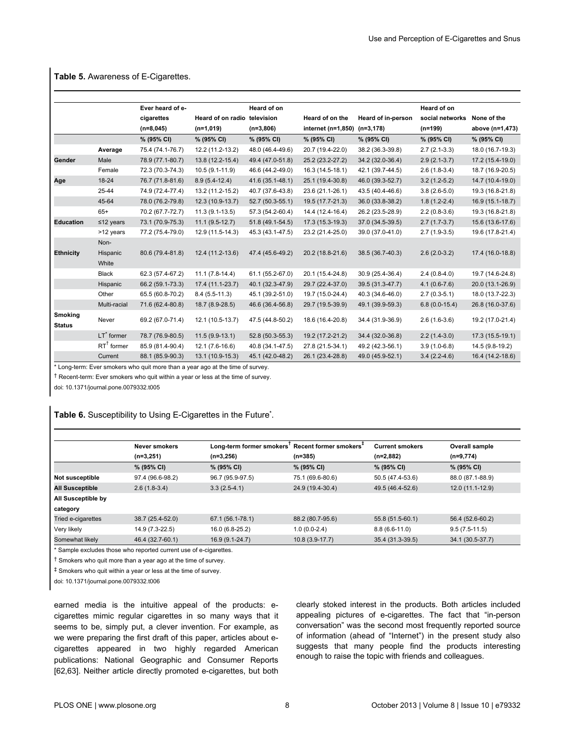**Table 5.** Awareness of E-Cigarettes.

| | | Ever heard of e-cigarettes (n=8,045) | Heard of on radio (n=1,019) | Heard of on television (n=3,806) | Heard of on the internet (n=1,850) | Heard of in-person (n=3,178) | Heard of on social networks (n=199) | None of the above (n=1,473) |
|---|---|---|---|---|---|---|---|---|
| | | % (95% CI) | % (95% CI) | % (95% CI) | % (95% CI) | % (95% CI) | % (95% CI) | % (95% CI) |
| | Average | 75.4 (74.1-76.7) | 12.2 (11.2-13.2) | 48.0 (46.4-49.6) | 20.7 (19.4-22.0) | 38.2 (36.3-39.8) | 2.7 (2.1-3.3) | 18.0 (16.7-19.3) |
| Gender | Male | 78.9 (77.1-80.7) | 13.8 (12.2-15.4) | 49.4 (47.0-51.8) | 25.2 (23.2-27.2) | 34.2 (32.0-36.4) | 2.9 (2.1-3.7) | 17.2 (15.4-19.0) |
| | Female | 72.3 (70.3-74.3) | 10.5 (9.1-11.9) | 46.6 (44.2-49.0) | 16.3 (14.5-18.1) | 42.1 (39.7-44.5) | 2.6 (1.8-3.4) | 18.7 (16.9-20.5) |
| Age | 18-24 | 76.7 (71.8-81.6) | 8.9 (5.4-12.4) | 41.6 (35.1-48.1) | 25.1 (19.4-30.8) | 46.0 (39.3-52.7) | 3.2 (1.2-5.2) | 14.7 (10.4-19.0) |
| | 25-44 | 74.9 (72.4-77.4) | 13.2 (11.2-15.2) | 40.7 (37.6-43.8) | 23.6 (21.1-26.1) | 43.5 (40.4-46.6) | 3.8 (2.6-5.0) | 19.3 (16.8-21.8) |
| | 45-64 | 78.0 (76.2-79.8) | 12.3 (10.9-13.7) | 52.7 (50.3-55.1) | 19.5 (17.7-21.3) | 36.0 (33.8-38.2) | 1.8 (1.2-2.4) | 16.9 (15.1-18.7) |
| | 65+ | 70.2 (67.7-72.7) | 11.3 (9.1-13.5) | 57.3 (54.2-60.4) | 14.4 (12.4-16.4) | 26.2 (23.5-28.9) | 2.2 (0.8-3.6) | 19.3 (16.8-21.8) |
| Education | ≤12 years | 73.1 (70.9-75.3) | 11.1 (9.5-12.7) | 51.8 (49.1-54.5) | 17.3 (15.3-19.3) | 37.0 (34.5-39.5) | 2.7 (1.7-3.7) | 15.6 (13.6-17.6) |
| | >12 years | 77.2 (75.4-79.0) | 12.9 (11.5-14.3) | 45.3 (43.1-47.5) | 23.2 (21.4-25.0) | 39.0 (37.0-41.0) | 2.7 (1.9-3.5) | 19.6 (17.8-21.4) |
| Ethnicity | Non-Hispanic White | 80.6 (79.4-81.8) | 12.4 (11.2-13.6) | 47.4 (45.6-49.2) | 20.2 (18.8-21.6) | 38.5 (36.7-40.3) | 2.6 (2.0-3.2) | 17.4 (16.0-18.8) |
| | Black | 62.3 (57.4-67.2) | 11.1 (7.8-14.4) | 61.1 (55.2-67.0) | 20.1 (15.4-24.8) | 30.9 (25.4-36.4) | 2.4 (0.8-4.0) | 19.7 (14.6-24.8) |
| | Hispanic | 66.2 (59.1-73.3) | 17.4 (11.1-23.7) | 40.1 (32.3-47.9) | 29.7 (22.4-37.0) | 39.5 (31.3-47.7) | 4.1 (0.6-7.6) | 20.0 (13.1-26.9) |
| | Other | 65.5 (60.8-70.2) | 8.4 (5.5-11.3) | 45.1 (39.2-51.0) | 19.7 (15.0-24.4) | 40.3 (34.6-46.0) | 2.7 (0.3-5.1) | 18.0 (13.7-22.3) |
| | Multi-racial | 71.6 (62.4-80.8) | 18.7 (8.9-28.5) | 46.6 (36.4-56.8) | 29.7 (19.5-39.9) | 49.1 (39.9-59.3) | 6.8 (0.0-15.4) | 26.8 (16.0-37.6) |
| Smoking Status | Never | 69.2 (67.0-71.4) | 12.1 (10.5-13.7) | 47.5 (44.8-50.2) | 18.6 (16.4-20.8) | 34.4 (31.9-36.9) | 2.6 (1.6-3.6) | 19.2 (17.0-21.4) |
| | LT* former | 78.7 (76.9-80.5) | 11.5 (9.9-13.1) | 52.8 (50.3-55.3) | 19.2 (17.2-21.2) | 34.4 (32.0-36.8) | 2.2 (1.4-3.0) | 17.3 (15.5-19.1) |
| | RT† former | 85.9 (81.4-90.4) | 12.1 (7.6-16.6) | 40.8 (34.1-47.5) | 27.8 (21.5-34.1) | 49.2 (42.3-56.1) | 3.9 (1.0-6.8) | 14.5 (9.8-19.2) |
| | Current | 88.1 (85.9-90.3) | 13.1 (10.9-15.3) | 45.1 (42.0-48.2) | 26.1 (23.4-28.8) | 49.0 (45.9-52.1) | 3.4 (2.2-4.6) | 16.4 (14.2-18.6) |

* Long-term: Ever smokers who quit more than a year ago at the time of survey.

† Recent-term: Ever smokers who quit within a year or less at the time of survey.

doi: 10.1371/journal.pone.0079332.t005

**Table 6.** Susceptibility to Using E-Cigarettes in the Future*.

| | Never smokers (n=3,251) | Long-term former smokers† (n=3,256) | Recent former smokers‡ (n=385) | Current smokers (n=2,882) | Overall sample (n=9,774) |
|---|---|---|---|---|---|
| | % (95% CI) | % (95% CI) | % (95% CI) | % (95% CI) | % (95% CI) |
| Not susceptible | 97.4 (96.6-98.2) | 96.7 (95.9-97.5) | 75.1 (69.6-80.6) | 50.5 (47.4-53.6) | 88.0 (87.1-88.9) |
| All Susceptible | 2.6 (1.8-3.4) | 3.3 (2.5-4.1) | 24.9 (19.4-30.4) | 49.5 (46.4-52.6) | 12.0 (11.1-12.9) |
| All Susceptible by category | | | | | |
| Tried e-cigarettes | 38.7 (25.4-52.0) | 67.1 (56.1-78.1) | 88.2 (80.7-95.6) | 55.8 (51.5-60.1) | 56.4 (52.6-60.2) |
| Very likely | 14.9 (7.3-22.5) | 16.0 (6.8-25.2) | 1.0 (0.0-2.4) | 8.8 (6.6-11.0) | 9.5 (7.5-11.5) |
| Somewhat likely | 46.4 (32.7-60.1) | 16.9 (9.1-24.7) | 10.8 (3.9-17.7) | 35.4 (31.3-39.5) | 34.1 (30.5-37.7) |

* Sample excludes those who reported current use of e-cigarettes.

† Smokers who quit more than a year ago at the time of survey.

‡ Smokers who quit within a year or less at the time of survey.

doi: 10.1371/journal.pone.0079332.t006

earned media is the intuitive appeal of the products: e-cigarettes mimic regular cigarettes in so many ways that it seems to be, simply put, a clever invention. For example, as we were preparing the first draft of this paper, articles about e-cigarettes appeared in two highly regarded American publications: National Geographic and Consumer Reports [62,63]. Neither article directly promoted e-cigarettes, but both clearly stoked interest in the products. Both articles included appealing pictures of e-cigarettes. The fact that "in-person conversation" was the second most frequently reported source of information (ahead of "Internet") in the present study also suggests that many people find the products interesting enough to raise the topic with friends and colleagues.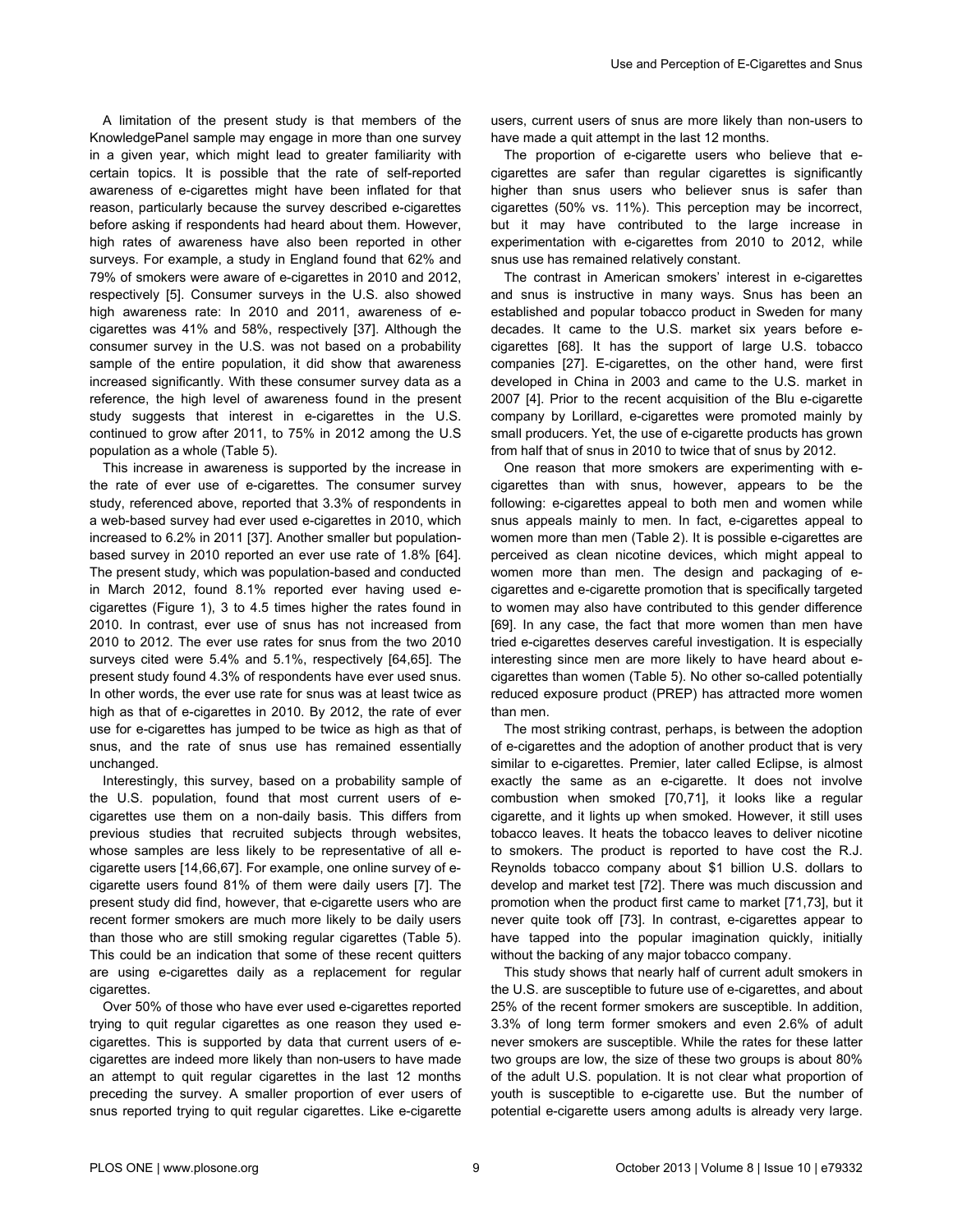A limitation of the present study is that members of the KnowledgePanel sample may engage in more than one survey in a given year, which might lead to greater familiarity with certain topics. It is possible that the rate of self-reported awareness of e-cigarettes might have been inflated for that reason, particularly because the survey described e-cigarettes before asking if respondents had heard about them. However, high rates of awareness have also been reported in other surveys. For example, a study in England found that 62% and 79% of smokers were aware of e-cigarettes in 2010 and 2012, respectively [5]. Consumer surveys in the U.S. also showed high awareness rate: In 2010 and 2011, awareness of e-cigarettes was 41% and 58%, respectively [37]. Although the consumer survey in the U.S. was not based on a probability sample of the entire population, it did show that awareness increased significantly. With these consumer survey data as a reference, the high level of awareness found in the present study suggests that interest in e-cigarettes in the U.S. continued to grow after 2011, to 75% in 2012 among the U.S population as a whole (Table 5).

This increase in awareness is supported by the increase in the rate of ever use of e-cigarettes. The consumer survey study, referenced above, reported that 3.3% of respondents in a web-based survey had ever used e-cigarettes in 2010, which increased to 6.2% in 2011 [37]. Another smaller but population-based survey in 2010 reported an ever use rate of 1.8% [64]. The present study, which was population-based and conducted in March 2012, found 8.1% reported ever having used e-cigarettes (Figure 1), 3 to 4.5 times higher the rates found in 2010. In contrast, ever use of snus has not increased from 2010 to 2012. The ever use rates for snus from the two 2010 surveys cited were 5.4% and 5.1%, respectively [64,65]. The present study found 4.3% of respondents have ever used snus. In other words, the ever use rate for snus was at least twice as high as that of e-cigarettes in 2010. By 2012, the rate of ever use for e-cigarettes has jumped to be twice as high as that of snus, and the rate of snus use has remained essentially unchanged.

Interestingly, this survey, based on a probability sample of the U.S. population, found that most current users of e-cigarettes use them on a non-daily basis. This differs from previous studies that recruited subjects through websites, whose samples are less likely to be representative of all e-cigarette users [14,66,67]. For example, one online survey of e-cigarette users found 81% of them were daily users [7]. The present study did find, however, that e-cigarette users who are recent former smokers are much more likely to be daily users than those who are still smoking regular cigarettes (Table 5). This could be an indication that some of these recent quitters are using e-cigarettes daily as a replacement for regular cigarettes.

Over 50% of those who have ever used e-cigarettes reported trying to quit regular cigarettes as one reason they used e-cigarettes. This is supported by data that current users of e-cigarettes are indeed more likely than non-users to have made an attempt to quit regular cigarettes in the last 12 months preceding the survey. A smaller proportion of ever users of snus reported trying to quit regular cigarettes. Like e-cigarette users, current users of snus are more likely than non-users to have made a quit attempt in the last 12 months.

The proportion of e-cigarette users who believe that e-cigarettes are safer than regular cigarettes is significantly higher than snus users who believer snus is safer than cigarettes (50% vs. 11%). This perception may be incorrect, but it may have contributed to the large increase in experimentation with e-cigarettes from 2010 to 2012, while snus use has remained relatively constant.

The contrast in American smokers' interest in e-cigarettes and snus is instructive in many ways. Snus has been an established and popular tobacco product in Sweden for many decades. It came to the U.S. market six years before e-cigarettes [68]. It has the support of large U.S. tobacco companies [27]. E-cigarettes, on the other hand, were first developed in China in 2003 and came to the U.S. market in 2007 [4]. Prior to the recent acquisition of the Blu e-cigarette company by Lorillard, e-cigarettes were promoted mainly by small producers. Yet, the use of e-cigarette products has grown from half that of snus in 2010 to twice that of snus by 2012.

One reason that more smokers are experimenting with e-cigarettes than with snus, however, appears to be the following: e-cigarettes appeal to both men and women while snus appeals mainly to men. In fact, e-cigarettes appeal to women more than men (Table 2). It is possible e-cigarettes are perceived as clean nicotine devices, which might appeal to women more than men. The design and packaging of e-cigarettes and e-cigarette promotion that is specifically targeted to women may also have contributed to this gender difference [69]. In any case, the fact that more women than men have tried e-cigarettes deserves careful investigation. It is especially interesting since men are more likely to have heard about e-cigarettes than women (Table 5). No other so-called potentially reduced exposure product (PREP) has attracted more women than men.

The most striking contrast, perhaps, is between the adoption of e-cigarettes and the adoption of another product that is very similar to e-cigarettes. Premier, later called Eclipse, is almost exactly the same as an e-cigarette. It does not involve combustion when smoked [70,71], it looks like a regular cigarette, and it lights up when smoked. However, it still uses tobacco leaves. It heats the tobacco leaves to deliver nicotine to smokers. The product is reported to have cost the R.J. Reynolds tobacco company about $1 billion U.S. dollars to develop and market test [72]. There was much discussion and promotion when the product first came to market [71,73], but it never quite took off [73]. In contrast, e-cigarettes appear to have tapped into the popular imagination quickly, initially without the backing of any major tobacco company.

This study shows that nearly half of current adult smokers in the U.S. are susceptible to future use of e-cigarettes, and about 25% of the recent former smokers are susceptible. In addition, 3.3% of long term former smokers and even 2.6% of adult never smokers are susceptible. While the rates for these latter two groups are low, the size of these two groups is about 80% of the adult U.S. population. It is not clear what proportion of youth is susceptible to e-cigarette use. But the number of potential e-cigarette users among adults is already very large.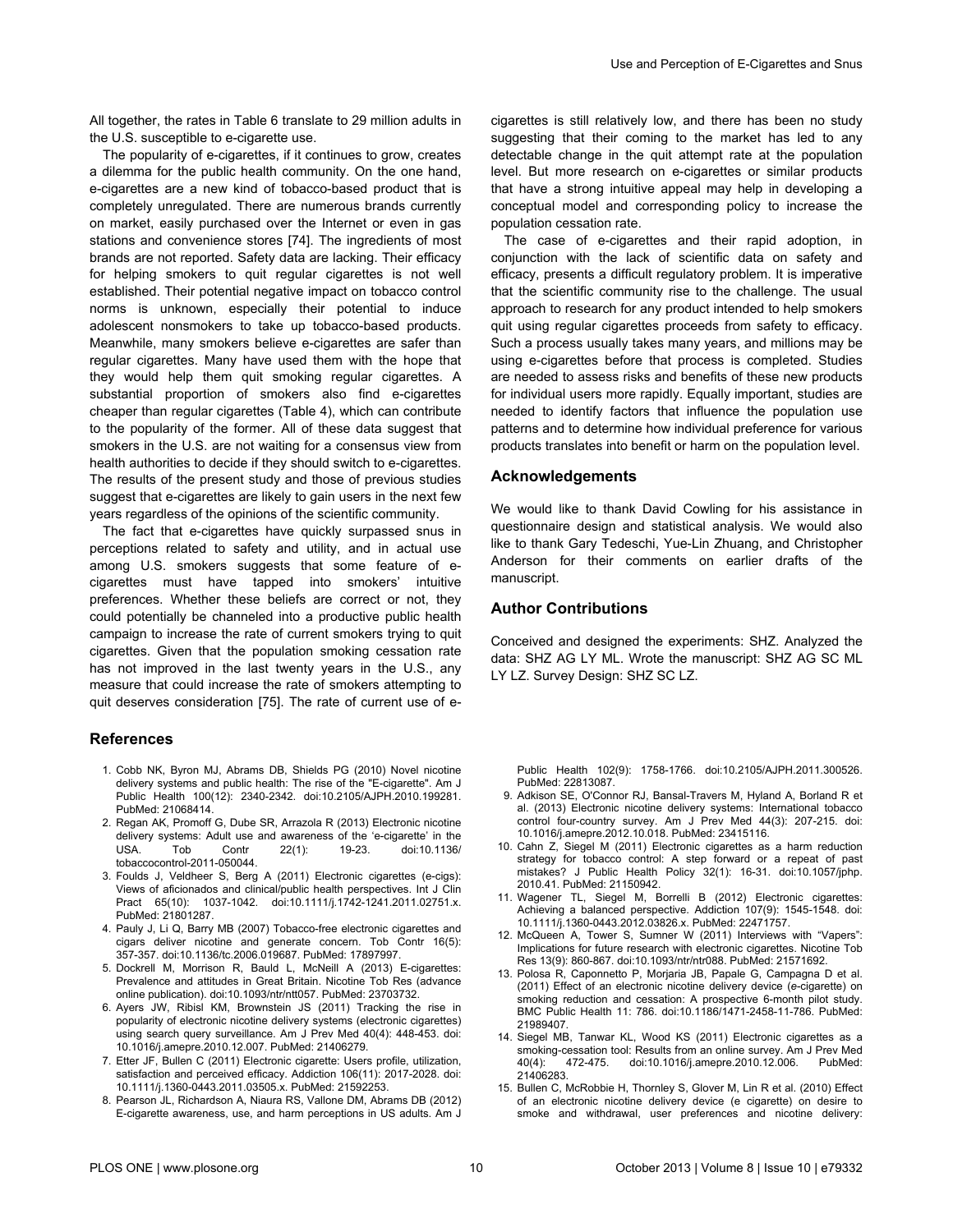All together, the rates in Table 6 translate to 29 million adults in the U.S. susceptible to e-cigarette use.

The popularity of e-cigarettes, if it continues to grow, creates a dilemma for the public health community. On the one hand, e-cigarettes are a new kind of tobacco-based product that is completely unregulated. There are numerous brands currently on market, easily purchased over the Internet or even in gas stations and convenience stores [74]. The ingredients of most brands are not reported. Safety data are lacking. Their efficacy for helping smokers to quit regular cigarettes is not well established. Their potential negative impact on tobacco control norms is unknown, especially their potential to induce adolescent nonsmokers to take up tobacco-based products. Meanwhile, many smokers believe e-cigarettes are safer than regular cigarettes. Many have used them with the hope that they would help them quit smoking regular cigarettes. A substantial proportion of smokers also find e-cigarettes cheaper than regular cigarettes (Table 4), which can contribute to the popularity of the former. All of these data suggest that smokers in the U.S. are not waiting for a consensus view from health authorities to decide if they should switch to e-cigarettes. The results of the present study and those of previous studies suggest that e-cigarettes are likely to gain users in the next few years regardless of the opinions of the scientific community.

The fact that e-cigarettes have quickly surpassed snus in perceptions related to safety and utility, and in actual use among U.S. smokers suggests that some feature of e-cigarettes must have tapped into smokers' intuitive preferences. Whether these beliefs are correct or not, they could potentially be channeled into a productive public health campaign to increase the rate of current smokers trying to quit cigarettes. Given that the population smoking cessation rate has not improved in the last twenty years in the U.S., any measure that could increase the rate of smokers attempting to quit deserves consideration [75]. The rate of current use of e-cigarettes is still relatively low, and there has been no study suggesting that their coming to the market has led to any detectable change in the quit attempt rate at the population level. But more research on e-cigarettes or similar products that have a strong intuitive appeal may help in developing a conceptual model and corresponding policy to increase the population cessation rate.

The case of e-cigarettes and their rapid adoption, in conjunction with the lack of scientific data on safety and efficacy, presents a difficult regulatory problem. It is imperative that the scientific community rise to the challenge. The usual approach to research for any product intended to help smokers quit using regular cigarettes proceeds from safety to efficacy. Such a process usually takes many years, and millions may be using e-cigarettes before that process is completed. Studies are needed to assess risks and benefits of these new products for individual users more rapidly. Equally important, studies are needed to identify factors that influence the population use patterns and to determine how individual preference for various products translates into benefit or harm on the population level.

## Acknowledgements

We would like to thank David Cowling for his assistance in questionnaire design and statistical analysis. We would also like to thank Gary Tedeschi, Yue-Lin Zhuang, and Christopher Anderson for their comments on earlier drafts of the manuscript.

## Author Contributions

Conceived and designed the experiments: SHZ. Analyzed the data: SHZ AG LY ML. Wrote the manuscript: SHZ AG SC ML LY LZ. Survey Design: SHZ SC LZ.

## References

1. Cobb NK, Byron MJ, Abrams DB, Shields PG (2010) Novel nicotine delivery systems and public health: The rise of the "E-cigarette". Am J Public Health 100(12): 2340-2342. doi:10.2105/AJPH.2010.199281. PubMed: 21068414.
2. Regan AK, Promoff G, Dube SR, Arrazola R (2013) Electronic nicotine delivery systems: Adult use and awareness of the 'e-cigarette' in the USA. Tob Contr 22(1): 19-23. doi:10.1136/tobaccocontrol-2011-050044.
3. Foulds J, Veldheer S, Berg A (2011) Electronic cigarettes (e-cigs): Views of aficionados and clinical/public health perspectives. Int J Clin Pract 65(10): 1037-1042. doi:10.1111/j.1742-1241.2011.02751.x. PubMed: 21801287.
4. Pauly J, Li Q, Barry MB (2007) Tobacco-free electronic cigarettes and cigars deliver nicotine and generate concern. Tob Contr 16(5): 357-357. doi:10.1136/tc.2006.019687. PubMed: 17897997.
5. Dockrell M, Morrison R, Bauld L, McNeill A (2013) E-cigarettes: Prevalence and attitudes in Great Britain. Nicotine Tob Res (advance online publication). doi:10.1093/ntr/ntt057. PubMed: 23703732.
6. Ayers JW, Ribisl KM, Brownstein JS (2011) Tracking the rise in popularity of electronic nicotine delivery systems (electronic cigarettes) using search query surveillance. Am J Prev Med 40(4): 448-453. doi:10.1016/j.amepre.2010.12.007. PubMed: 21406279.
7. Etter JF, Bullen C (2011) Electronic cigarette: Users profile, utilization, satisfaction and perceived efficacy. Addiction 106(11): 2017-2028. doi:10.1111/j.1360-0443.2011.03505.x. PubMed: 21592253.
8. Pearson JL, Richardson A, Niaura RS, Vallone DM, Abrams DB (2012) E-cigarette awareness, use, and harm perceptions in US adults. Am J Public Health 102(9): 1758-1766. doi:10.2105/AJPH.2011.300526. PubMed: 22813087.
9. Adkison SE, O'Connor RJ, Bansal-Travers M, Hyland A, Borland R et al. (2013) Electronic nicotine delivery systems: International tobacco control four-country survey. Am J Prev Med 44(3): 207-215. doi:10.1016/j.amepre.2012.10.018. PubMed: 23415116.
10. Cahn Z, Siegel M (2011) Electronic cigarettes as a harm reduction strategy for tobacco control: A step forward or a repeat of past mistakes? J Public Health Policy 32(1): 16-31. doi:10.1057/jphp.2010.41. PubMed: 21150942.
11. Wagener TL, Siegel M, Borrelli B (2012) Electronic cigarettes: Achieving a balanced perspective. Addiction 107(9): 1545-1548. doi:10.1111/j.1360-0443.2012.03826.x. PubMed: 22471757.
12. McQueen A, Tower S, Sumner W (2011) Interviews with "Vapers": Implications for future research with electronic cigarettes. Nicotine Tob Res 13(9): 860-867. doi:10.1093/ntr/ntr088. PubMed: 21571692.
13. Polosa R, Caponnetto P, Morjaria JB, Papale G, Campagna D et al. (2011) Effect of an electronic nicotine delivery device (e-cigarette) on smoking reduction and cessation: A prospective 6-month pilot study. BMC Public Health 11: 786. doi:10.1186/1471-2458-11-786. PubMed: 21989407.
14. Siegel MB, Tanwar KL, Wood KS (2011) Electronic cigarettes as a smoking-cessation tool: Results from an online survey. Am J Prev Med 40(4): 472-475. doi:10.1016/j.amepre.2010.12.006. PubMed: 21406283.
15. Bullen C, McRobbie H, Thornley S, Glover M, Lin R et al. (2010) Effect of an electronic nicotine delivery device (e cigarette) on desire to smoke and withdrawal, user preferences and nicotine delivery: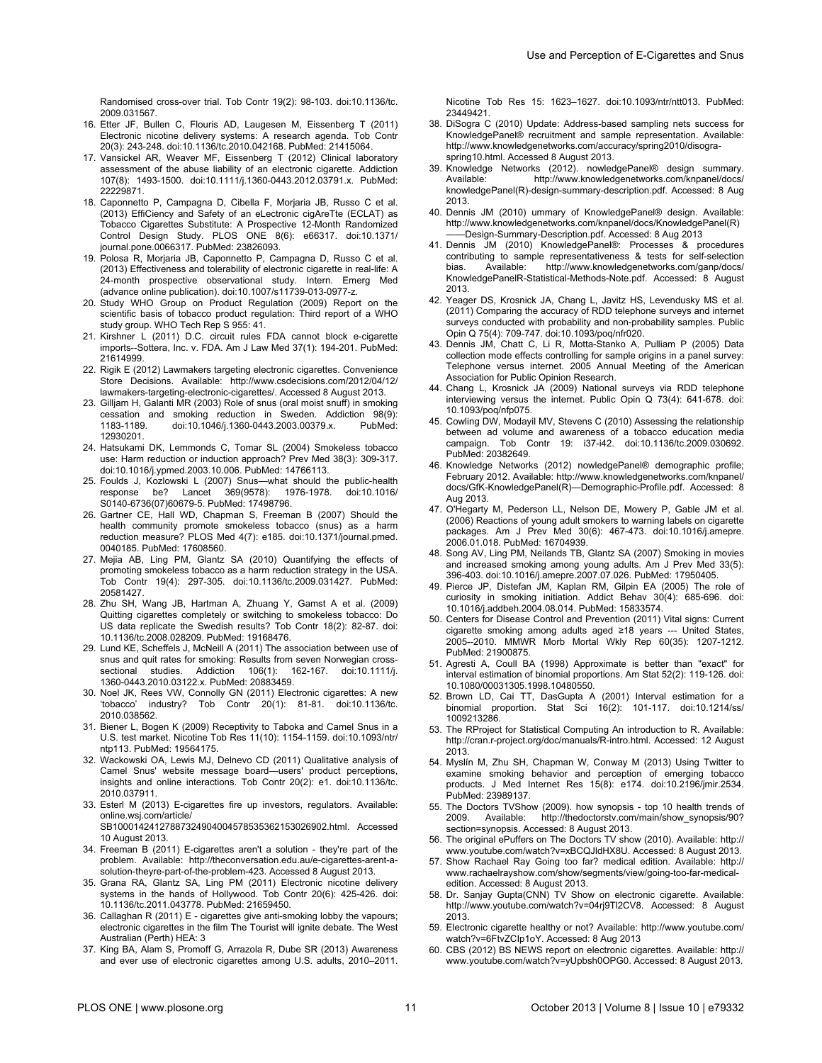Randomised cross-over trial. Tob Contr 19(2): 98-103. doi:10.1136/tc. 2009.031567.

16. Etter JF, Bullen C, Flouris AD, Laugesen M, Eissenberg T (2011) Electronic nicotine delivery systems: A research agenda. Tob Contr 20(3): 243-248. doi:10.1136/tc.2010.042168. PubMed: 21415064.
17. Vansickel AR, Weaver MF, Eissenberg T (2012) Clinical laboratory assessment of the abuse liability of an electronic cigarette. Addiction 107(8): 1493-1500. doi:10.1111/j.1360-0443.2012.03791.x. PubMed: 22229871.
18. Caponnetto P, Campagna D, Cibella F, Morjaria JB, Russo C et al. (2013) EffiCiency and Safety of an eLectronic cigAreTte (ECLAT) as Tobacco Cigarettes Substitute: A Prospective 12-Month Randomized Control Design Study. PLOS ONE 8(6): e66317. doi:10.1371/ journal.pone.0066317. PubMed: 23826093.
19. Polosa R, Morjaria JB, Caponnetto P, Campagna D, Russo C et al. (2013) Effectiveness and tolerability of electronic cigarette in real-life: A 24-month prospective observational study. Intern. Emerg Med (advance online publication). doi:10.1007/s11739-013-0977-z.
20. Study WHO Group on Product Regulation (2009) Report on the scientific basis of tobacco product regulation: Third report of a WHO study group. WHO Tech Rep S 955: 41.
21. Kirshner L (2011) D.C. circuit rules FDA cannot block e-cigarette imports--Sottera, Inc. v. FDA. Am J Law Med 37(1): 194-201. PubMed: 21614999.
22. Rigik E (2012) Lawmakers targeting electronic cigarettes. Convenience Store Decisions. Available: http://www.csdecisions.com/2012/04/12/ lawmakers-targeting-electronic-cigarettes/. Accessed 8 August 2013.
23. Gilljam H, Galanti MR (2003) Role of snus (oral moist snuff) in smoking cessation and smoking reduction in Sweden. Addiction 98(9): 1183-1189. doi:10.1046/j.1360-0443.2003.00379.x. PubMed: 12930201.
24. Hatsukami DK, Lemmonds C, Tomar SL (2004) Smokeless tobacco use: Harm reduction or induction approach? Prev Med 38(3): 309-317. doi:10.1016/j.ypmed.2003.10.006. PubMed: 14766113.
25. Foulds J, Kozlowski L (2007) Snus—what should the public-health response be? Lancet 369(9578): 1976-1978. doi:10.1016/ S0140-6736(07)60679-5. PubMed: 17498796.
26. Gartner CE, Hall WD, Chapman S, Freeman B (2007) Should the health community promote smokeless tobacco (snus) as a harm reduction measure? PLOS Med 4(7): e185. doi:10.1371/journal.pmed. 0040185. PubMed: 17608560.
27. Mejia AB, Ling PM, Glantz SA (2010) Quantifying the effects of promoting smokeless tobacco as a harm reduction strategy in the USA. Tob Contr 19(4): 297-305. doi:10.1136/tc.2009.031427. PubMed: 20581427.
28. Zhu SH, Wang JB, Hartman A, Zhuang Y, Gamst A et al. (2009) Quitting cigarettes completely or switching to smokeless tobacco: Do US data replicate the Swedish results? Tob Contr 18(2): 82-87. doi: 10.1136/tc.2008.028209. PubMed: 19168476.
29. Lund KE, Scheffels J, McNeill A (2011) The association between use of snus and quit rates for smoking: Results from seven Norwegian cross-sectional studies. Addiction 106(1): 162-167. doi:10.1111/j. 1360-0443.2010.03122.x. PubMed: 20883459.
30. Noel JK, Rees VW, Connolly GN (2011) Electronic cigarettes: A new 'tobacco' industry? Tob Contr 20(1): 81-81. doi:10.1136/tc. 2010.038562.
31. Biener L, Bogen K (2009) Receptivity to Taboka and Camel Snus in a U.S. test market. Nicotine Tob Res 11(10): 1154-1159. doi:10.1093/ntr/ ntp113. PubMed: 19564175.
32. Wackowski OA, Lewis MJ, Delnevo CD (2011) Qualitative analysis of Camel Snus' website message board—users' product perceptions, insights and online interactions. Tob Contr 20(2): e1. doi:10.1136/tc. 2010.037911.
33. Esterl M (2013) E-cigarettes fire up investors, regulators. Available: online.wsj.com/article/ SB10001424127887324904004578535362153026902.html. Accessed 10 August 2013.
34. Freeman B (2011) E-cigarettes aren't a solution - they're part of the problem. Available: http://theconversation.edu.au/e-cigarettes-arent-a-solution-theyre-part-of-the-problem-423. Accessed 8 August 2013.
35. Grana RA, Glantz SA, Ling PM (2011) Electronic nicotine delivery systems in the hands of Hollywood. Tob Contr 20(6): 425-426. doi: 10.1136/tc.2011.043778. PubMed: 21659450.
36. Callaghan R (2011) E - cigarettes give anti-smoking lobby the vapours; electronic cigarettes in the film The Tourist will ignite debate. The West Australian (Perth) HEA: 3
37. King BA, Alam S, Promoff G, Arrazola R, Dube SR (2013) Awareness and ever use of electronic cigarettes among U.S. adults, 2010–2011. Nicotine Tob Res 15: 1623–1627. doi:10.1093/ntr/ntt013. PubMed: 23449421.
38. DiSogra C (2010) Update: Address-based sampling nets success for KnowledgePanel® recruitment and sample representation. Available: http://www.knowledgenetworks.com/accuracy/spring2010/disogra-spring10.html. Accessed 8 August 2013.
39. Knowledge Networks (2012). nowledgePanel® design summary. Available: http://www.knowledgenetworks.com/knpanel/docs/ knowledgePanel(R)-design-summary-description.pdf. Accessed: 8 Aug 2013.
40. Dennis JM (2010) ummary of KnowledgePanel® design. Available: http://www.knowledgenetworks.com/knpanel/docs/KnowledgePanel(R) ——Design-Summary-Description.pdf. Accessed: 8 Aug 2013
41. Dennis JM (2010) KnowledgePanel®: Processes & procedures contributing to sample representativeness & tests for self-selection bias. Available: http://www.knowledgenetworks.com/ganp/docs/ KnowledgePanelR-Statistical-Methods-Note.pdf. Accessed: 8 August 2013.
42. Yeager DS, Krosnick JA, Chang L, Javitz HS, Levendusky MS et al. (2011) Comparing the accuracy of RDD telephone surveys and internet surveys conducted with probability and non-probability samples. Public Opin Q 75(4): 709-747. doi:10.1093/poq/nfr020.
43. Dennis JM, Chatt C, Li R, Motta-Stanko A, Pulliam P (2005) Data collection mode effects controlling for sample origins in a panel survey: Telephone versus internet. 2005 Annual Meeting of the American Association for Public Opinion Research.
44. Chang L, Krosnick JA (2009) National surveys via RDD telephone interviewing versus the internet. Public Opin Q 73(4): 641-678. doi: 10.1093/poq/nfp075.
45. Cowling DW, Modayil MV, Stevens C (2010) Assessing the relationship between ad volume and awareness of a tobacco education media campaign. Tob Contr 19: i37-i42. doi:10.1136/tc.2009.030692. PubMed: 20382649.
46. Knowledge Networks (2012) nowledgePanel® demographic profile; February 2012. Available: http://www.knowledgenetworks.com/knpanel/ docs/GfK-KnowledgePanel(R)—Demographic-Profile.pdf. Accessed: 8 Aug 2013.
47. O'Hegarty M, Pederson LL, Nelson DE, Mowery P, Gable JM et al. (2006) Reactions of young adult smokers to warning labels on cigarette packages. Am J Prev Med 30(6): 467-473. doi:10.1016/j.amepre. 2006.01.018. PubMed: 16704939.
48. Song AV, Ling PM, Neilands TB, Glantz SA (2007) Smoking in movies and increased smoking among young adults. Am J Prev Med 33(5): 396-403. doi:10.1016/j.amepre.2007.07.026. PubMed: 17950405.
49. Pierce JP, Distefan JM, Kaplan RM, Gilpin EA (2005) The role of curiosity in smoking initiation. Addict Behav 30(4): 685-696. doi: 10.1016/j.addbeh.2004.08.014. PubMed: 15833574.
50. Centers for Disease Control and Prevention (2011) Vital signs: Current cigarette smoking among adults aged ≥18 years --- United States, 2005--2010. MMWR Morb Mortal Wkly Rep 60(35): 1207-1212. PubMed: 21900875.
51. Agresti A, Coull BA (1998) Approximate is better than "exact" for interval estimation of binomial proportions. Am Stat 52(2): 119-126. doi: 10.1080/00031305.1998.10480550.
52. Brown LD, Cai TT, DasGupta A (2001) Interval estimation for a binomial proportion. Stat Sci 16(2): 101-117. doi:10.1214/ss/ 1009213286.
53. The RProject for Statistical Computing An introduction to R. Available: http://cran.r-project.org/doc/manuals/R-intro.html. Accessed: 12 August 2013.
54. Myslín M, Zhu SH, Chapman W, Conway M (2013) Using Twitter to examine smoking behavior and perception of emerging tobacco products. J Med Internet Res 15(8): e174. doi:10.2196/jmir.2534. PubMed: 23989137.
55. The Doctors TVShow (2009). how synopsis - top 10 health trends of 2009. Available: http://thedoctorstv.com/main/show_synopsis/90? section=synopsis. Accessed: 8 August 2013.
56. The original ePuffers on The Doctors TV show (2010). Available: http:// www.youtube.com/watch?v=xBCQJldHX8U. Accessed: 8 August 2013.
57. Show Rachael Ray Going too far? medical edition. Available: http:// www.rachaelrayshow.com/show/segments/view/going-too-far-medical-edition. Accessed: 8 August 2013.
58. Dr. Sanjay Gupta(CNN) TV Show on electronic cigarette. Available: http://www.youtube.com/watch?v=04rj9Tl2CV8. Accessed: 8 August 2013.
59. Electronic cigarette healthy or not? Available: http://www.youtube.com/ watch?v=6FtvZClp1oY. Accessed: 8 Aug 2013
60. CBS (2012) BS NEWS report on electronic cigarettes. Available: http:// www.youtube.com/watch?v=yUpbsh0OPG0. Accessed: 8 August 2013.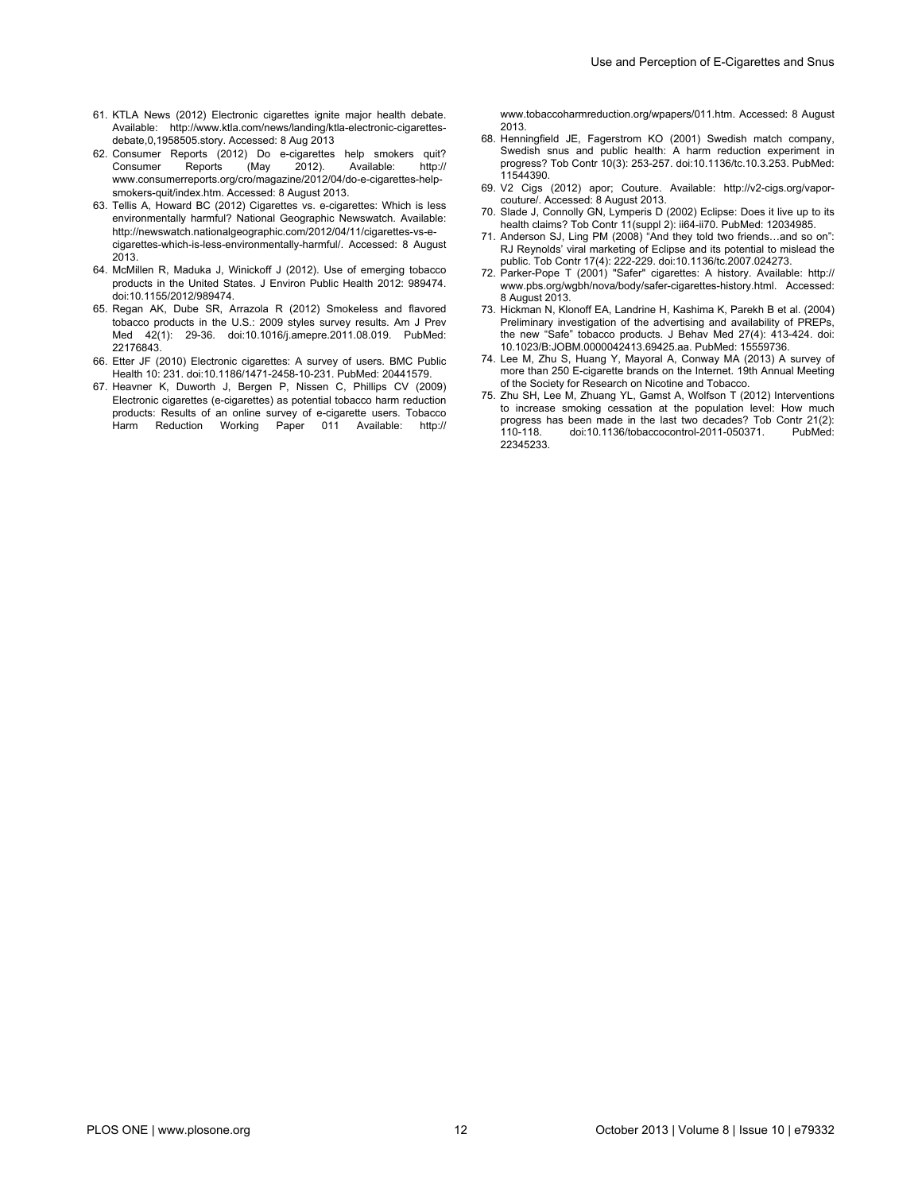61. KTLA News (2012) Electronic cigarettes ignite major health debate. Available: http://www.ktla.com/news/landing/ktla-electronic-cigarettes-debate,0,1958505.story. Accessed: 8 Aug 2013
62. Consumer Reports (2012) Do e-cigarettes help smokers quit? Consumer Reports (May 2012). Available: http://www.consumerreports.org/cro/magazine/2012/04/do-e-cigarettes-help-smokers-quit/index.htm. Accessed: 8 August 2013.
63. Tellis A, Howard BC (2012) Cigarettes vs. e-cigarettes: Which is less environmentally harmful? National Geographic Newswatch. Available: http://newswatch.nationalgeographic.com/2012/04/11/cigarettes-vs-e-cigarettes-which-is-less-environmentally-harmful/. Accessed: 8 August 2013.
64. McMillen R, Maduka J, Winickoff J (2012). Use of emerging tobacco products in the United States. J Environ Public Health 2012: 989474. doi:10.1155/2012/989474.
65. Regan AK, Dube SR, Arrazola R (2012) Smokeless and flavored tobacco products in the U.S.: 2009 styles survey results. Am J Prev Med 42(1): 29-36. doi:10.1016/j.amepre.2011.08.019. PubMed: 22176843.
66. Etter JF (2010) Electronic cigarettes: A survey of users. BMC Public Health 10: 231. doi:10.1186/1471-2458-10-231. PubMed: 20441579.
67. Heavner K, Duworth J, Bergen P, Nissen C, Phillips CV (2009) Electronic cigarettes (e-cigarettes) as potential tobacco harm reduction products: Results of an online survey of e-cigarette users. Tobacco Harm Reduction Working Paper 011 Available: http://www.tobaccoharmreduction.org/wpapers/011.htm. Accessed: 8 August 2013.
68. Henningfield JE, Fagerstrom KO (2001) Swedish match company, Swedish snus and public health: A harm reduction experiment in progress? Tob Contr 10(3): 253-257. doi:10.1136/tc.10.3.253. PubMed: 11544390.
69. V2 Cigs (2012) apor; Couture. Available: http://v2-cigs.org/vapor-couture/. Accessed: 8 August 2013.
70. Slade J, Connolly GN, Lymperis D (2002) Eclipse: Does it live up to its health claims? Tob Contr 11(suppl 2): ii64-ii70. PubMed: 12034985.
71. Anderson SJ, Ling PM (2008) "And they told two friends…and so on": RJ Reynolds' viral marketing of Eclipse and its potential to mislead the public. Tob Contr 17(4): 222-229. doi:10.1136/tc.2007.024273.
72. Parker-Pope T (2001) "Safer" cigarettes: A history. Available: http://www.pbs.org/wgbh/nova/body/safer-cigarettes-history.html. Accessed: 8 August 2013.
73. Hickman N, Klonoff EA, Landrine H, Kashima K, Parekh B et al. (2004) Preliminary investigation of the advertising and availability of PREPs, the new "Safe" tobacco products. J Behav Med 27(4): 413-424. doi:10.1023/B:JOBM.0000042413.69425.aa. PubMed: 15559736.
74. Lee M, Zhu S, Huang Y, Mayoral A, Conway MA (2013) A survey of more than 250 E-cigarette brands on the Internet. 19th Annual Meeting of the Society for Research on Nicotine and Tobacco.
75. Zhu SH, Lee M, Zhuang YL, Gamst A, Wolfson T (2012) Interventions to increase smoking cessation at the population level: How much progress has been made in the last two decades? Tob Contr 21(2): 110-118. doi:10.1136/tobaccocontrol-2011-050371. PubMed: 22345233.